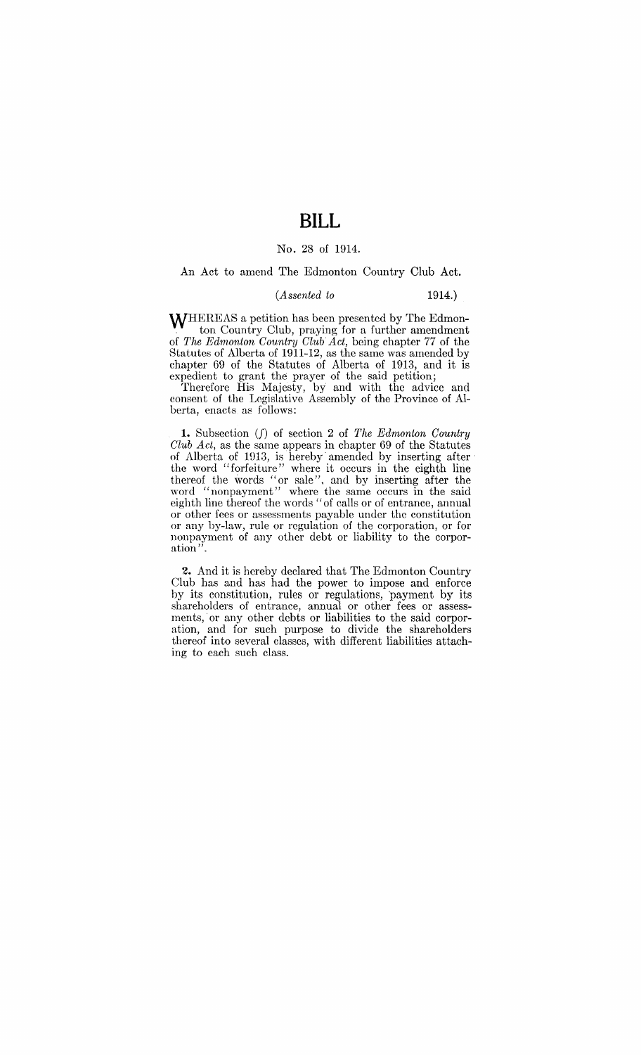# BILL

No. 28 of 1914.

An Act to amend The Edmonton Country Club Act.

(*Assented to* 1914.)

WHEREAS a petition has been presented by The Edmonton Country Club, praying for a further amendment of *The Edmonton Country Club Act*, being chapter 77 of the Statutes of Alberta of 1911-12, as the same was amended by chapter 69 of the Statutes of Alberta of 1913, and it is expedient to grant the prayer of the said petition;

Therefore His Majesty, by and with the advice and consent of the Legislative Assembly of the Province of Alberta, enacts as follows:

**1.** Subsection (*f*) of section 2 of *The Edmonton Country Club Act*, as the same appears in chapter 69 of the Statutes of Alberta of 1913, is hereby amended by inserting after the word "forfeiture" where it occurs in the eighth line thereof the words "or sale", and by inserting after the word "nonpayment" where the same occurs in the said eighth line thereof the words "of calls or of entrance, annual or other fees or assessments payable under the constitution or any by-law, rule or regulation of the corporation, or for nonpayment of any other debt or liability to the corporation".

**2.** And it is hereby declared that The Edmonton Country Club has and has had the power to impose and enforce by its constitution, rules or regulations, payment by its shareholders of entrance, annual or other fees or assessments, or any other debts or liabilities to the said corporation, and for such purpose to divide the shareholders thereof into several classes, with different liabilities attaching to each such class.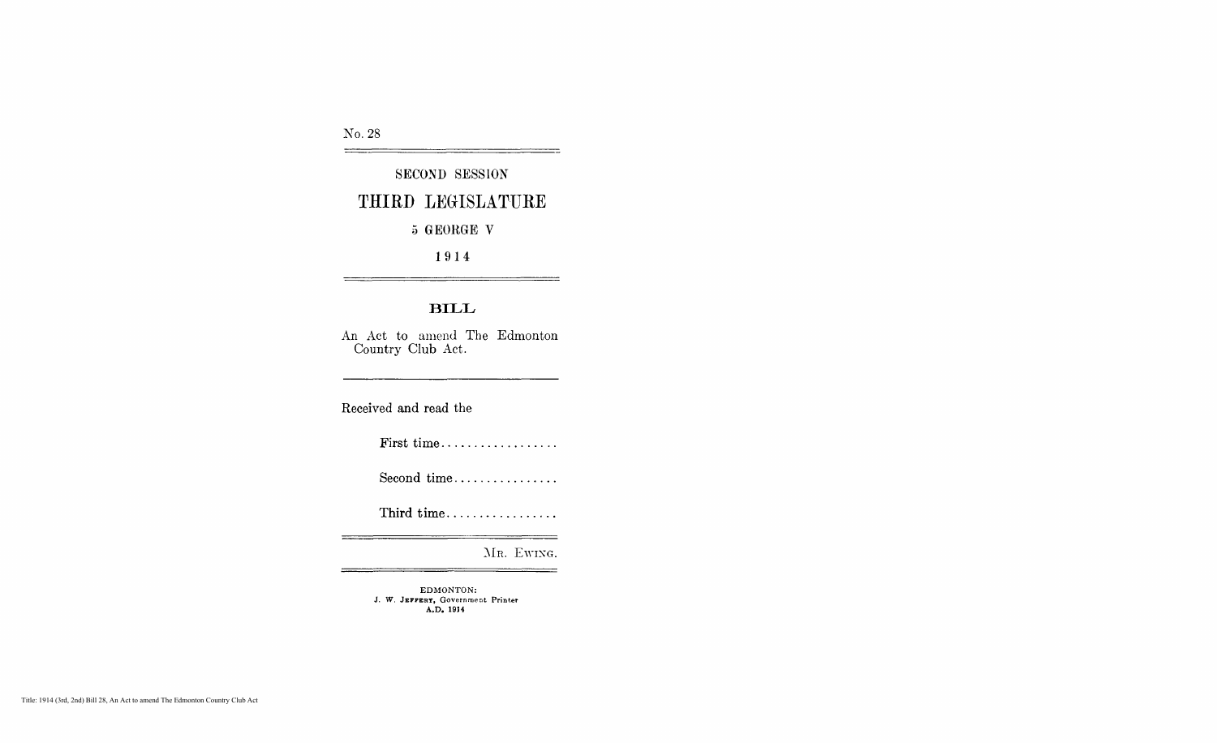No. 28

SECOND SESSION

# THIRD LEGISLATURE

5 GEORGE V

1914

## BILL

An Act to amend The Edmonton Country Club Act.

Received and read the

First time..................

Second time................

Third time.................

MR. EWING.

EDMONTON:
J. W. JEFFERY, Government Printer
A.D. 1914

Title: 1914 (3rd, 2nd) Bill 28, An Act to amend The Edmonton Country Club Act